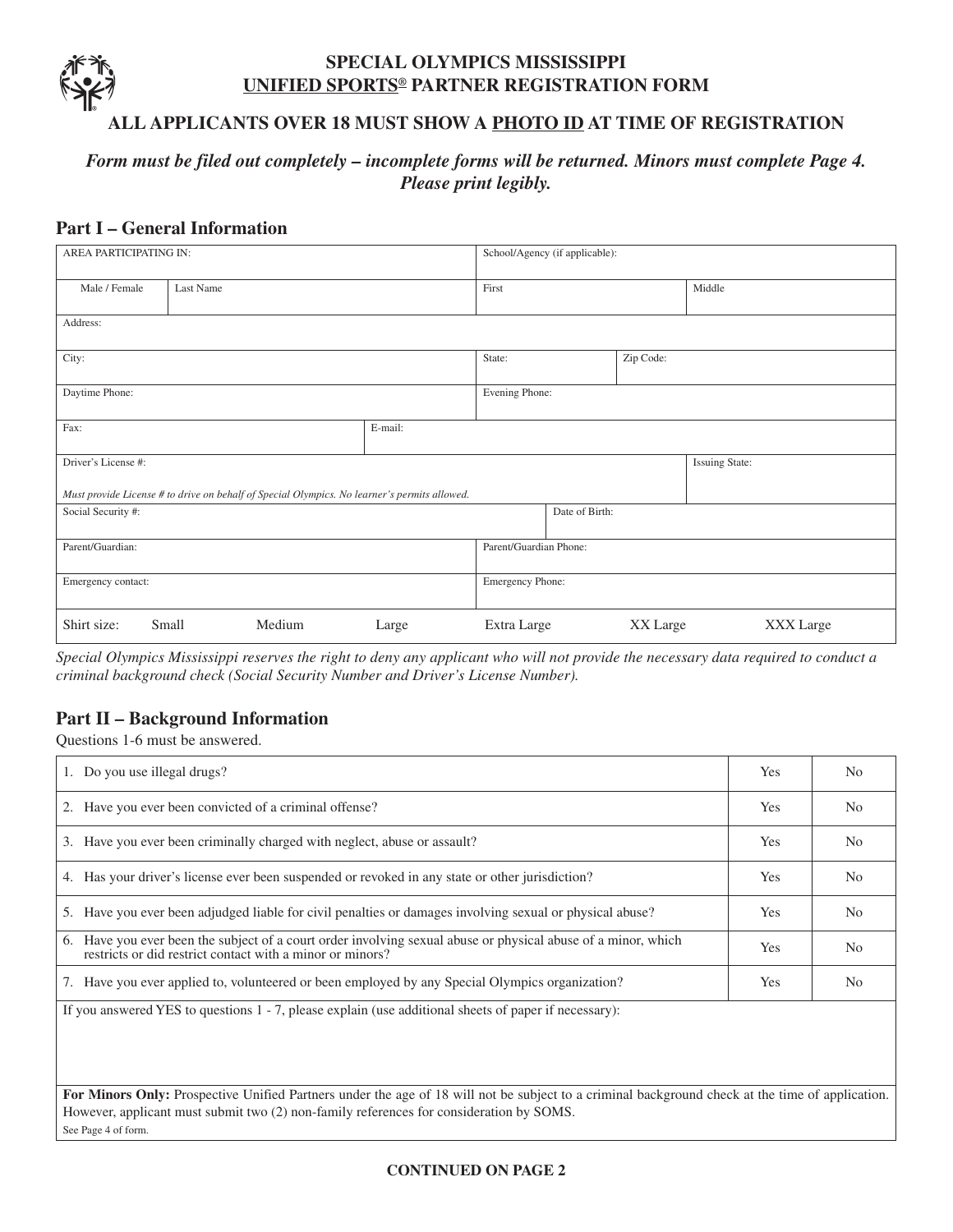# SPECIAL OLYMPICS MISSISSIPPI
## UNIFIED SPORTS® PARTNER REGISTRATION FORM

### ALL APPLICANTS OVER 18 MUST SHOW A PHOTO ID AT TIME OF REGISTRATION

*Form must be filed out completely – incomplete forms will be returned. Minors must complete Page 4. Please print legibly.*

## Part I – General Information

| | | | |
|---|---|---|---|
| AREA PARTICIPATING IN: | | School/Agency (if applicable): | |
| Male / Female | Last Name | First | Middle |
| Address: | | | |
| City: | | State: | Zip Code: |
| Daytime Phone: | | Evening Phone: | |
| Fax: | E-mail: | | |
| Driver's License #: *Must provide License # to drive on behalf of Special Olympics. No learner's permits allowed.* | | | Issuing State: |
| Social Security #: | | Date of Birth: | |
| Parent/Guardian: | | Parent/Guardian Phone: | |
| Emergency contact: | | Emergency Phone: | |
| Shirt size: Small Medium Large | | Extra Large XX Large | XXX Large |

*Special Olympics Mississippi reserves the right to deny any applicant who will not provide the necessary data required to conduct a criminal background check (Social Security Number and Driver's License Number).*

## Part II – Background Information

Questions 1-6 must be answered.

| Question | | |
|---|---|---|
| 1. Do you use illegal drugs? | Yes | No |
| 2. Have you ever been convicted of a criminal offense? | Yes | No |
| 3. Have you ever been criminally charged with neglect, abuse or assault? | Yes | No |
| 4. Has your driver's license ever been suspended or revoked in any state or other jurisdiction? | Yes | No |
| 5. Have you ever been adjudged liable for civil penalties or damages involving sexual or physical abuse? | Yes | No |
| 6. Have you ever been the subject of a court order involving sexual abuse or physical abuse of a minor, which restricts or did restrict contact with a minor or minors? | Yes | No |
| 7. Have you ever applied to, volunteered or been employed by any Special Olympics organization? | Yes | No |

If you answered YES to questions 1 - 7, please explain (use additional sheets of paper if necessary):

**For Minors Only:** Prospective Unified Partners under the age of 18 will not be subject to a criminal background check at the time of application. However, applicant must submit two (2) non-family references for consideration by SOMS.
See Page 4 of form.

**CONTINUED ON PAGE 2**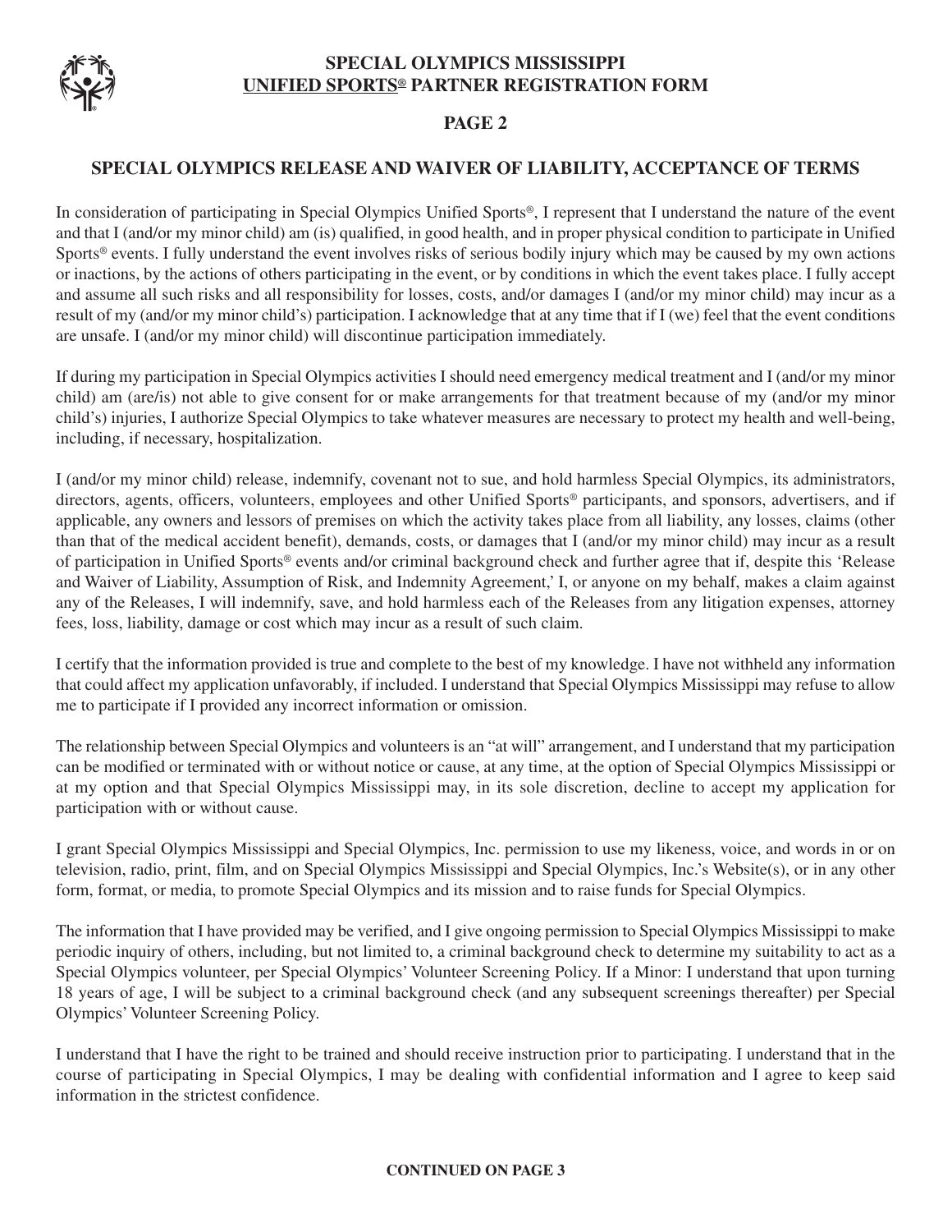# SPECIAL OLYMPICS MISSISSIPPI
## UNIFIED SPORTS® PARTNER REGISTRATION FORM

**PAGE 2**

## SPECIAL OLYMPICS RELEASE AND WAIVER OF LIABILITY, ACCEPTANCE OF TERMS

In consideration of participating in Special Olympics Unified Sports®, I represent that I understand the nature of the event and that I (and/or my minor child) am (is) qualified, in good health, and in proper physical condition to participate in Unified Sports® events. I fully understand the event involves risks of serious bodily injury which may be caused by my own actions or inactions, by the actions of others participating in the event, or by conditions in which the event takes place. I fully accept and assume all such risks and all responsibility for losses, costs, and/or damages I (and/or my minor child) may incur as a result of my (and/or my minor child's) participation. I acknowledge that at any time that if I (we) feel that the event conditions are unsafe. I (and/or my minor child) will discontinue participation immediately.

If during my participation in Special Olympics activities I should need emergency medical treatment and I (and/or my minor child) am (are/is) not able to give consent for or make arrangements for that treatment because of my (and/or my minor child's) injuries, I authorize Special Olympics to take whatever measures are necessary to protect my health and well-being, including, if necessary, hospitalization.

I (and/or my minor child) release, indemnify, covenant not to sue, and hold harmless Special Olympics, its administrators, directors, agents, officers, volunteers, employees and other Unified Sports® participants, and sponsors, advertisers, and if applicable, any owners and lessors of premises on which the activity takes place from all liability, any losses, claims (other than that of the medical accident benefit), demands, costs, or damages that I (and/or my minor child) may incur as a result of participation in Unified Sports® events and/or criminal background check and further agree that if, despite this 'Release and Waiver of Liability, Assumption of Risk, and Indemnity Agreement,' I, or anyone on my behalf, makes a claim against any of the Releases, I will indemnify, save, and hold harmless each of the Releases from any litigation expenses, attorney fees, loss, liability, damage or cost which may incur as a result of such claim.

I certify that the information provided is true and complete to the best of my knowledge. I have not withheld any information that could affect my application unfavorably, if included. I understand that Special Olympics Mississippi may refuse to allow me to participate if I provided any incorrect information or omission.

The relationship between Special Olympics and volunteers is an "at will" arrangement, and I understand that my participation can be modified or terminated with or without notice or cause, at any time, at the option of Special Olympics Mississippi or at my option and that Special Olympics Mississippi may, in its sole discretion, decline to accept my application for participation with or without cause.

I grant Special Olympics Mississippi and Special Olympics, Inc. permission to use my likeness, voice, and words in or on television, radio, print, film, and on Special Olympics Mississippi and Special Olympics, Inc.'s Website(s), or in any other form, format, or media, to promote Special Olympics and its mission and to raise funds for Special Olympics.

The information that I have provided may be verified, and I give ongoing permission to Special Olympics Mississippi to make periodic inquiry of others, including, but not limited to, a criminal background check to determine my suitability to act as a Special Olympics volunteer, per Special Olympics' Volunteer Screening Policy. If a Minor: I understand that upon turning 18 years of age, I will be subject to a criminal background check (and any subsequent screenings thereafter) per Special Olympics' Volunteer Screening Policy.

I understand that I have the right to be trained and should receive instruction prior to participating. I understand that in the course of participating in Special Olympics, I may be dealing with confidential information and I agree to keep said information in the strictest confidence.

**CONTINUED ON PAGE 3**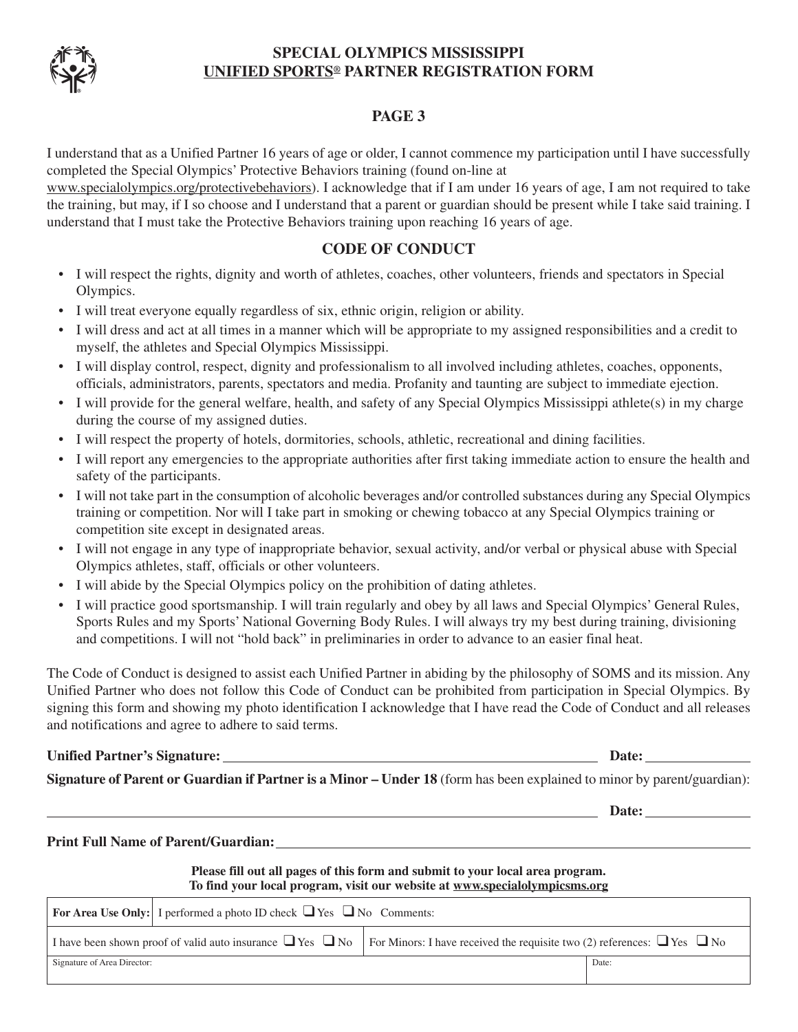# SPECIAL OLYMPICS MISSISSIPPI
## UNIFIED SPORTS® PARTNER REGISTRATION FORM

### PAGE 3

I understand that as a Unified Partner 16 years of age or older, I cannot commence my participation until I have successfully completed the Special Olympics' Protective Behaviors training (found on-line at www.specialolympics.org/protectivebehaviors). I acknowledge that if I am under 16 years of age, I am not required to take the training, but may, if I so choose and I understand that a parent or guardian should be present while I take said training. I understand that I must take the Protective Behaviors training upon reaching 16 years of age.

### CODE OF CONDUCT

- I will respect the rights, dignity and worth of athletes, coaches, other volunteers, friends and spectators in Special Olympics.
- I will treat everyone equally regardless of six, ethnic origin, religion or ability.
- I will dress and act at all times in a manner which will be appropriate to my assigned responsibilities and a credit to myself, the athletes and Special Olympics Mississippi.
- I will display control, respect, dignity and professionalism to all involved including athletes, coaches, opponents, officials, administrators, parents, spectators and media. Profanity and taunting are subject to immediate ejection.
- I will provide for the general welfare, health, and safety of any Special Olympics Mississippi athlete(s) in my charge during the course of my assigned duties.
- I will respect the property of hotels, dormitories, schools, athletic, recreational and dining facilities.
- I will report any emergencies to the appropriate authorities after first taking immediate action to ensure the health and safety of the participants.
- I will not take part in the consumption of alcoholic beverages and/or controlled substances during any Special Olympics training or competition. Nor will I take part in smoking or chewing tobacco at any Special Olympics training or competition site except in designated areas.
- I will not engage in any type of inappropriate behavior, sexual activity, and/or verbal or physical abuse with Special Olympics athletes, staff, officials or other volunteers.
- I will abide by the Special Olympics policy on the prohibition of dating athletes.
- I will practice good sportsmanship. I will train regularly and obey by all laws and Special Olympics' General Rules, Sports Rules and my Sports' National Governing Body Rules. I will always try my best during training, divisioning and competitions. I will not "hold back" in preliminaries in order to advance to an easier final heat.

The Code of Conduct is designed to assist each Unified Partner in abiding by the philosophy of SOMS and its mission. Any Unified Partner who does not follow this Code of Conduct can be prohibited from participation in Special Olympics. By signing this form and showing my photo identification I acknowledge that I have read the Code of Conduct and all releases and notifications and agree to adhere to said terms.

**Unified Partner's Signature:** ______________________________ **Date:** ______________

**Signature of Parent or Guardian if Partner is a Minor – Under 18** (form has been explained to minor by parent/guardian):

______________________________ **Date:** ______________

**Print Full Name of Parent/Guardian:** ______________________________

**Please fill out all pages of this form and submit to your local area program.**
**To find your local program, visit our website at www.specialolympicsms.org**

| **For Area Use Only:** I performed a photo ID check ❑ Yes ❑ No Comments: | |
|---|---|
| I have been shown proof of valid auto insurance ❑ Yes ❑ No | For Minors: I have received the requisite two (2) references: ❑ Yes ❑ No |
| Signature of Area Director: | Date: |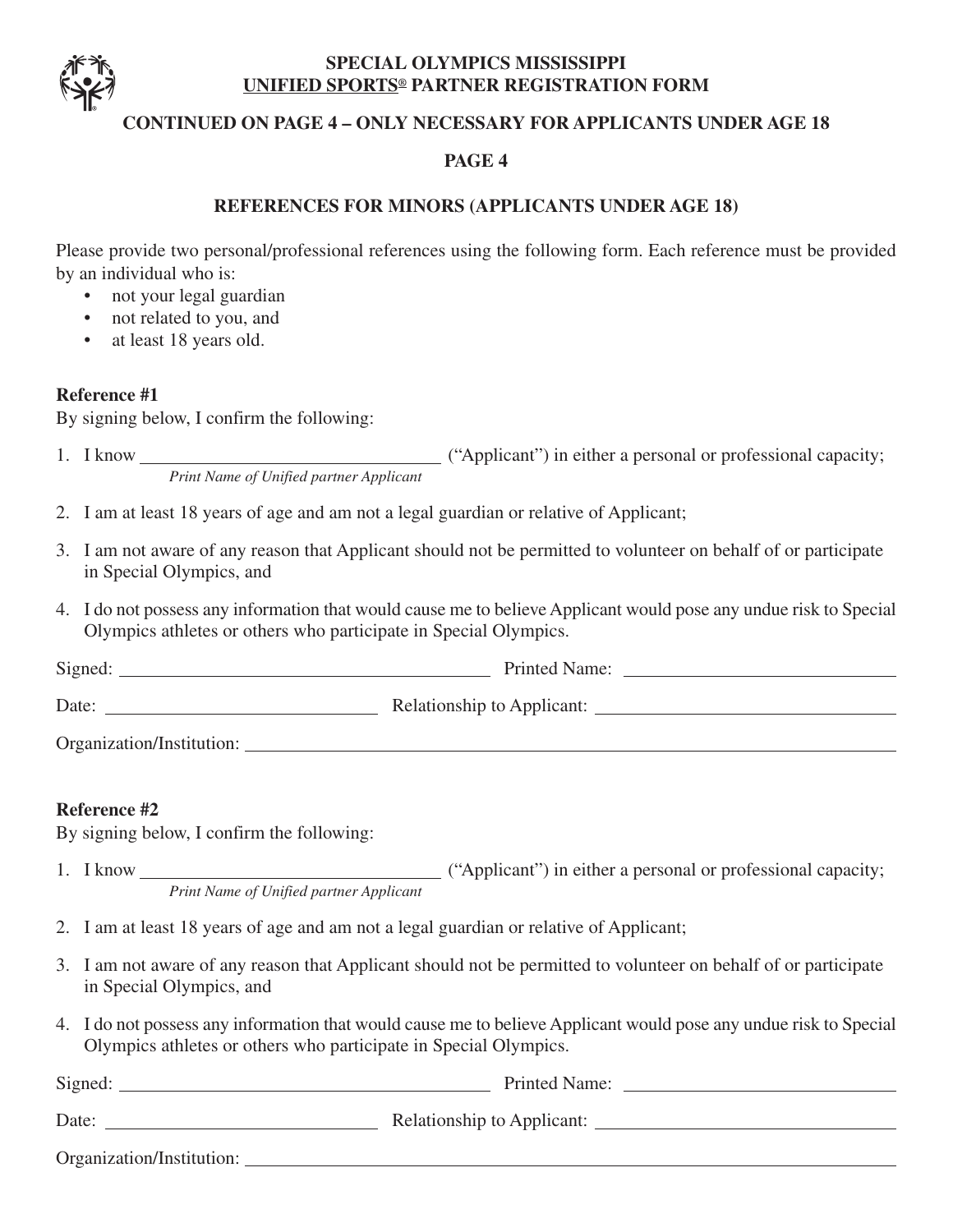**SPECIAL OLYMPICS MISSISSIPPI**
**UNIFIED SPORTS® PARTNER REGISTRATION FORM**

**CONTINUED ON PAGE 4 – ONLY NECESSARY FOR APPLICANTS UNDER AGE 18**

**PAGE 4**

**REFERENCES FOR MINORS (APPLICANTS UNDER AGE 18)**

Please provide two personal/professional references using the following form. Each reference must be provided by an individual who is:

- not your legal guardian
- not related to you, and
- at least 18 years old.

**Reference #1**
By signing below, I confirm the following:

1. I know ________________________________ ("Applicant") in either a personal or professional capacity;
   *Print Name of Unified partner Applicant*
2. I am at least 18 years of age and am not a legal guardian or relative of Applicant;
3. I am not aware of any reason that Applicant should not be permitted to volunteer on behalf of or participate in Special Olympics, and
4. I do not possess any information that would cause me to believe Applicant would pose any undue risk to Special Olympics athletes or others who participate in Special Olympics.

Signed: ________________________________ Printed Name: ________________________________

Date: ________________________________ Relationship to Applicant: ________________________________

Organization/Institution: ________________________________

**Reference #2**
By signing below, I confirm the following:

1. I know ________________________________ ("Applicant") in either a personal or professional capacity;
   *Print Name of Unified partner Applicant*
2. I am at least 18 years of age and am not a legal guardian or relative of Applicant;
3. I am not aware of any reason that Applicant should not be permitted to volunteer on behalf of or participate in Special Olympics, and
4. I do not possess any information that would cause me to believe Applicant would pose any undue risk to Special Olympics athletes or others who participate in Special Olympics.

Signed: ________________________________ Printed Name: ________________________________

Date: ________________________________ Relationship to Applicant: ________________________________

Organization/Institution: ________________________________